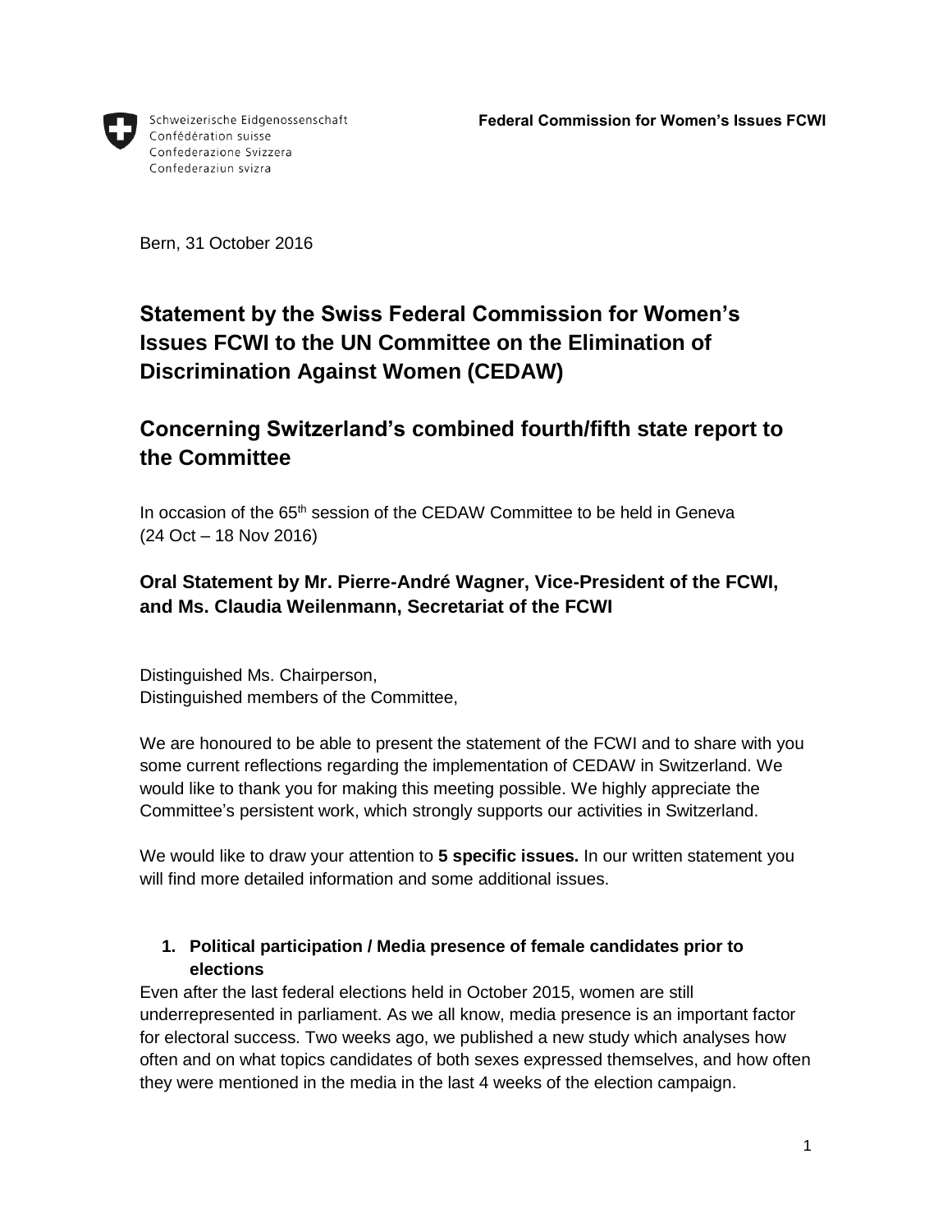Schweizerische Eidgenossenschaft
Confédération suisse
Confederazione Svizzera
Confederaziun svizra

**Federal Commission for Women's Issues FCWI**

Bern, 31 October 2016

# Statement by the Swiss Federal Commission for Women's Issues FCWI to the UN Committee on the Elimination of Discrimination Against Women (CEDAW)

# Concerning Switzerland's combined fourth/fifth state report to the Committee

In occasion of the 65th session of the CEDAW Committee to be held in Geneva (24 Oct – 18 Nov 2016)

### Oral Statement by Mr. Pierre-André Wagner, Vice-President of the FCWI, and Ms. Claudia Weilenmann, Secretariat of the FCWI

Distinguished Ms. Chairperson,
Distinguished members of the Committee,

We are honoured to be able to present the statement of the FCWI and to share with you some current reflections regarding the implementation of CEDAW in Switzerland. We would like to thank you for making this meeting possible. We highly appreciate the Committee's persistent work, which strongly supports our activities in Switzerland.

We would like to draw your attention to **5 specific issues.** In our written statement you will find more detailed information and some additional issues.

1. **Political participation / Media presence of female candidates prior to elections**

Even after the last federal elections held in October 2015, women are still underrepresented in parliament. As we all know, media presence is an important factor for electoral success. Two weeks ago, we published a new study which analyses how often and on what topics candidates of both sexes expressed themselves, and how often they were mentioned in the media in the last 4 weeks of the election campaign.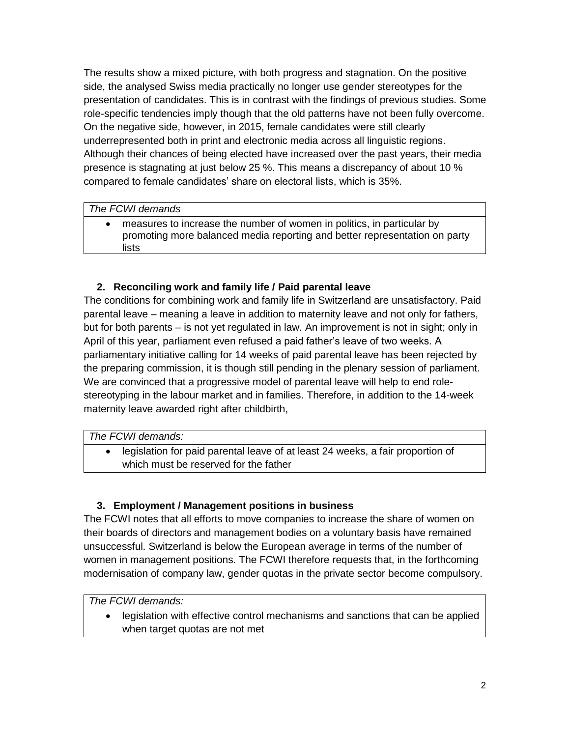The results show a mixed picture, with both progress and stagnation. On the positive side, the analysed Swiss media practically no longer use gender stereotypes for the presentation of candidates. This is in contrast with the findings of previous studies. Some role-specific tendencies imply though that the old patterns have not been fully overcome. On the negative side, however, in 2015, female candidates were still clearly underrepresented both in print and electronic media across all linguistic regions. Although their chances of being elected have increased over the past years, their media presence is stagnating at just below 25 %. This means a discrepancy of about 10 % compared to female candidates' share on electoral lists, which is 35%.

| *The FCWI demands* |
| --- |
| • measures to increase the number of women in politics, in particular by promoting more balanced media reporting and better representation on party lists |

### 2. Reconciling work and family life / Paid parental leave

The conditions for combining work and family life in Switzerland are unsatisfactory. Paid parental leave – meaning a leave in addition to maternity leave and not only for fathers, but for both parents – is not yet regulated in law. An improvement is not in sight; only in April of this year, parliament even refused a paid father's leave of two weeks. A parliamentary initiative calling for 14 weeks of paid parental leave has been rejected by the preparing commission, it is though still pending in the plenary session of parliament. We are convinced that a progressive model of parental leave will help to end role-stereotyping in the labour market and in families. Therefore, in addition to the 14-week maternity leave awarded right after childbirth,

| *The FCWI demands:* |
| --- |
| • legislation for paid parental leave of at least 24 weeks, a fair proportion of which must be reserved for the father |

### 3. Employment / Management positions in business

The FCWI notes that all efforts to move companies to increase the share of women on their boards of directors and management bodies on a voluntary basis have remained unsuccessful. Switzerland is below the European average in terms of the number of women in management positions. The FCWI therefore requests that, in the forthcoming modernisation of company law, gender quotas in the private sector become compulsory.

| *The FCWI demands:* |
| --- |
| • legislation with effective control mechanisms and sanctions that can be applied when target quotas are not met |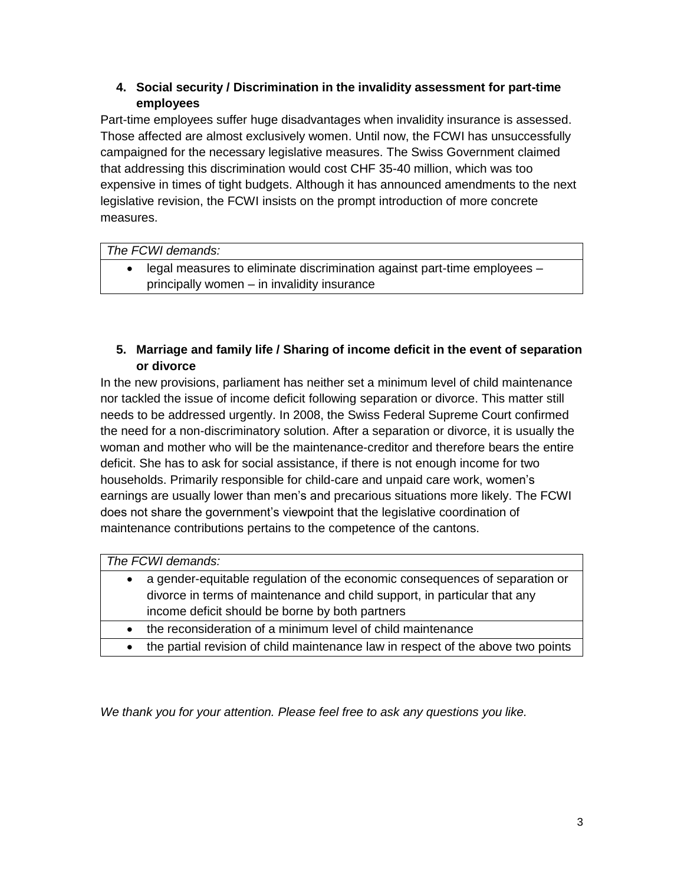### 4. Social security / Discrimination in the invalidity assessment for part-time employees

Part-time employees suffer huge disadvantages when invalidity insurance is assessed. Those affected are almost exclusively women. Until now, the FCWI has unsuccessfully campaigned for the necessary legislative measures. The Swiss Government claimed that addressing this discrimination would cost CHF 35-40 million, which was too expensive in times of tight budgets. Although it has announced amendments to the next legislative revision, the FCWI insists on the prompt introduction of more concrete measures.

| *The FCWI demands:* |
| --- |
| • legal measures to eliminate discrimination against part-time employees – principally women – in invalidity insurance |

### 5. Marriage and family life / Sharing of income deficit in the event of separation or divorce

In the new provisions, parliament has neither set a minimum level of child maintenance nor tackled the issue of income deficit following separation or divorce. This matter still needs to be addressed urgently. In 2008, the Swiss Federal Supreme Court confirmed the need for a non-discriminatory solution. After a separation or divorce, it is usually the woman and mother who will be the maintenance-creditor and therefore bears the entire deficit. She has to ask for social assistance, if there is not enough income for two households. Primarily responsible for child-care and unpaid care work, women's earnings are usually lower than men's and precarious situations more likely. The FCWI does not share the government's viewpoint that the legislative coordination of maintenance contributions pertains to the competence of the cantons.

| *The FCWI demands:* |
| --- |
| • a gender-equitable regulation of the economic consequences of separation or divorce in terms of maintenance and child support, in particular that any income deficit should be borne by both partners |
| • the reconsideration of a minimum level of child maintenance |
| • the partial revision of child maintenance law in respect of the above two points |

*We thank you for your attention. Please feel free to ask any questions you like.*